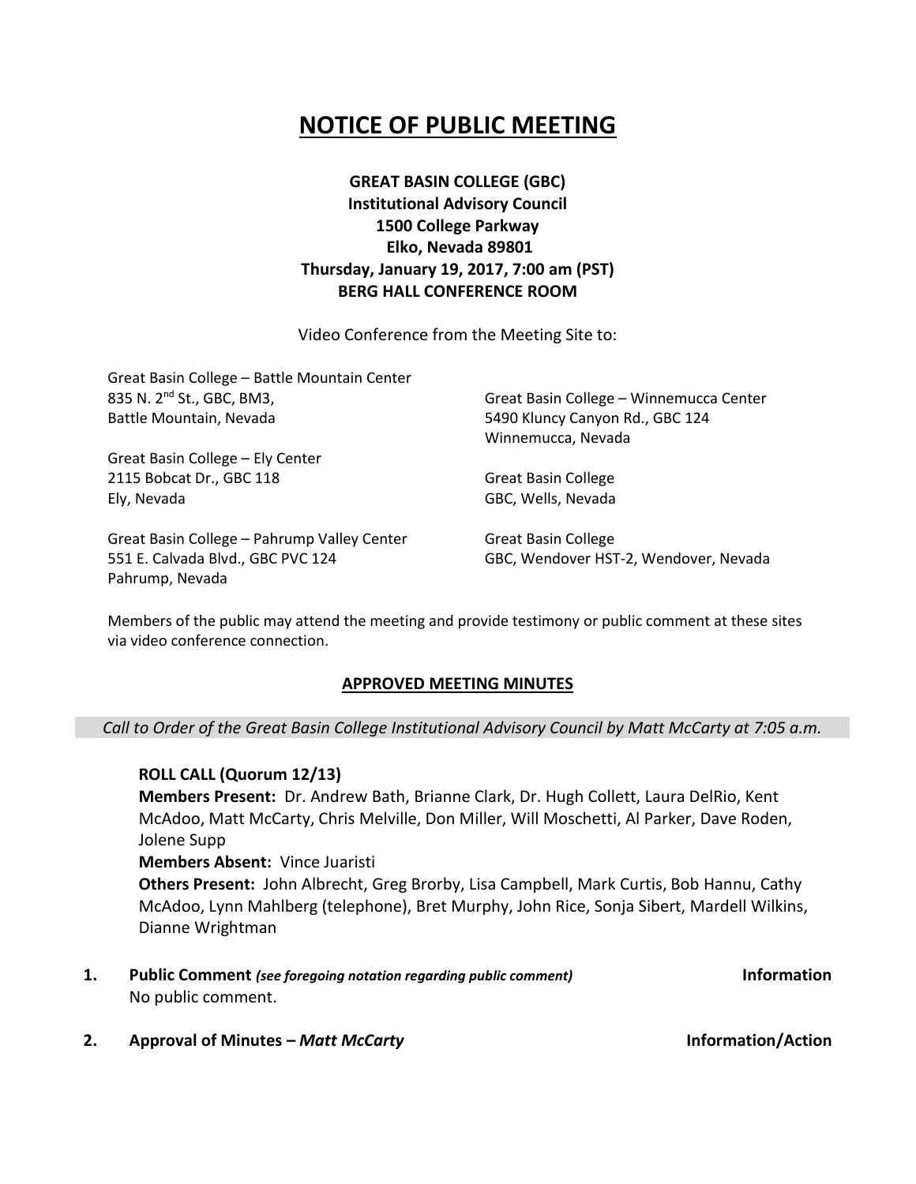# NOTICE OF PUBLIC MEETING

**GREAT BASIN COLLEGE (GBC)**
**Institutional Advisory Council**
**1500 College Parkway**
**Elko, Nevada 89801**
**Thursday, January 19, 2017, 7:00 am (PST)**
**BERG HALL CONFERENCE ROOM**

Video Conference from the Meeting Site to:

Great Basin College – Battle Mountain Center
835 N. 2nd St., GBC, BM3,
Battle Mountain, Nevada

Great Basin College – Ely Center
2115 Bobcat Dr., GBC 118
Ely, Nevada

Great Basin College – Pahrump Valley Center
551 E. Calvada Blvd., GBC PVC 124
Pahrump, Nevada

Great Basin College – Winnemucca Center
5490 Kluncy Canyon Rd., GBC 124
Winnemucca, Nevada

Great Basin College
GBC, Wells, Nevada

Great Basin College
GBC, Wendover HST-2, Wendover, Nevada

Members of the public may attend the meeting and provide testimony or public comment at these sites via video conference connection.

## APPROVED MEETING MINUTES

*Call to Order of the Great Basin College Institutional Advisory Council by Matt McCarty at 7:05 a.m.*

**ROLL CALL (Quorum 12/13)**

**Members Present:** Dr. Andrew Bath, Brianne Clark, Dr. Hugh Collett, Laura DelRio, Kent McAdoo, Matt McCarty, Chris Melville, Don Miller, Will Moschetti, Al Parker, Dave Roden, Jolene Supp

**Members Absent:** Vince Juaristi

**Others Present:** John Albrecht, Greg Brorby, Lisa Campbell, Mark Curtis, Bob Hannu, Cathy McAdoo, Lynn Mahlberg (telephone), Bret Murphy, John Rice, Sonja Sibert, Mardell Wilkins, Dianne Wrightman

1. **Public Comment** ***(see foregoing notation regarding public comment)*** **Information**
   No public comment.

2. **Approval of Minutes –** ***Matt McCarty*** **Information/Action**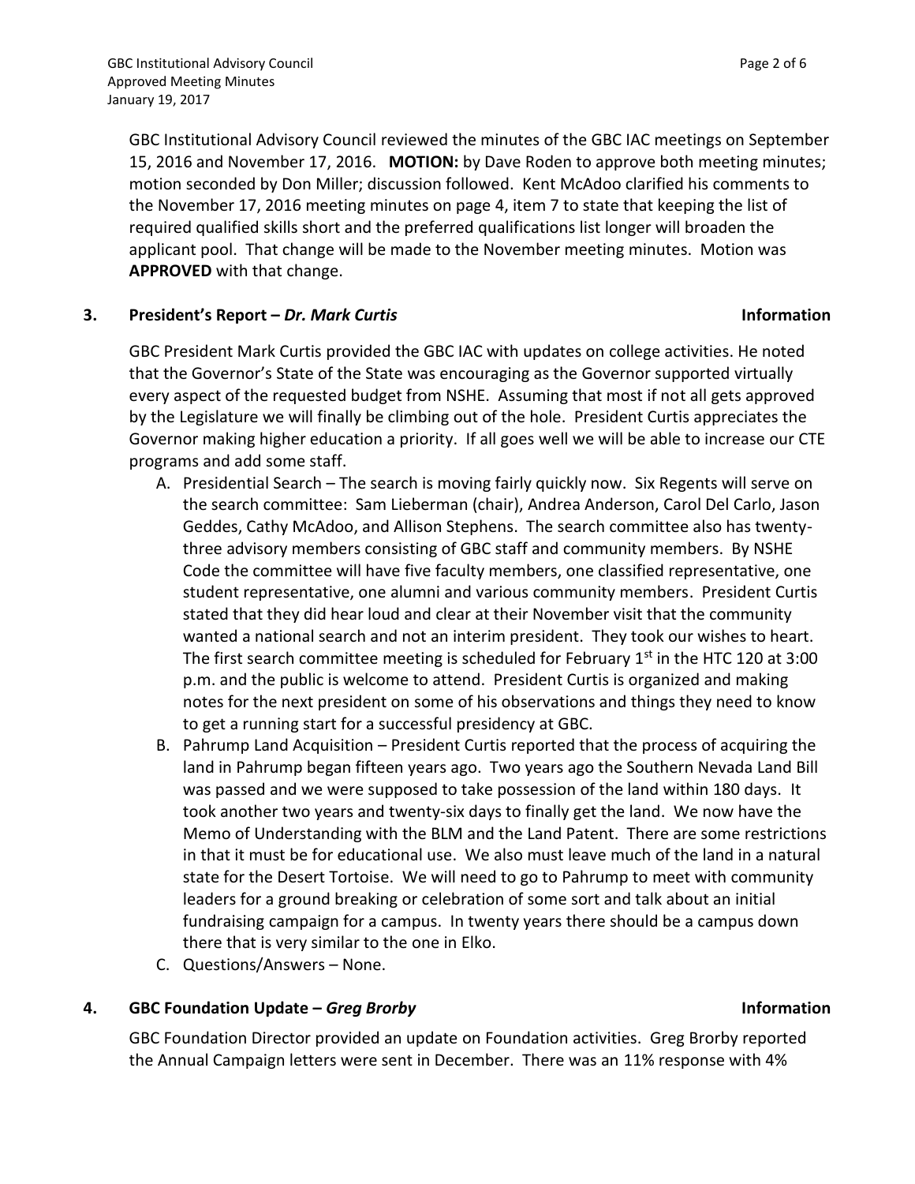GBC Institutional Advisory Council reviewed the minutes of the GBC IAC meetings on September 15, 2016 and November 17, 2016. **MOTION:** by Dave Roden to approve both meeting minutes; motion seconded by Don Miller; discussion followed. Kent McAdoo clarified his comments to the November 17, 2016 meeting minutes on page 4, item 7 to state that keeping the list of required qualified skills short and the preferred qualifications list longer will broaden the applicant pool. That change will be made to the November meeting minutes. Motion was **APPROVED** with that change.

## 3. President's Report – *Dr. Mark Curtis* — Information

GBC President Mark Curtis provided the GBC IAC with updates on college activities. He noted that the Governor's State of the State was encouraging as the Governor supported virtually every aspect of the requested budget from NSHE. Assuming that most if not all gets approved by the Legislature we will finally be climbing out of the hole. President Curtis appreciates the Governor making higher education a priority. If all goes well we will be able to increase our CTE programs and add some staff.

A. Presidential Search – The search is moving fairly quickly now. Six Regents will serve on the search committee: Sam Lieberman (chair), Andrea Anderson, Carol Del Carlo, Jason Geddes, Cathy McAdoo, and Allison Stephens. The search committee also has twenty-three advisory members consisting of GBC staff and community members. By NSHE Code the committee will have five faculty members, one classified representative, one student representative, one alumni and various community members. President Curtis stated that they did hear loud and clear at their November visit that the community wanted a national search and not an interim president. They took our wishes to heart. The first search committee meeting is scheduled for February 1st in the HTC 120 at 3:00 p.m. and the public is welcome to attend. President Curtis is organized and making notes for the next president on some of his observations and things they need to know to get a running start for a successful presidency at GBC.

B. Pahrump Land Acquisition – President Curtis reported that the process of acquiring the land in Pahrump began fifteen years ago. Two years ago the Southern Nevada Land Bill was passed and we were supposed to take possession of the land within 180 days. It took another two years and twenty-six days to finally get the land. We now have the Memo of Understanding with the BLM and the Land Patent. There are some restrictions in that it must be for educational use. We also must leave much of the land in a natural state for the Desert Tortoise. We will need to go to Pahrump to meet with community leaders for a ground breaking or celebration of some sort and talk about an initial fundraising campaign for a campus. In twenty years there should be a campus down there that is very similar to the one in Elko.

C. Questions/Answers – None.

## 4. GBC Foundation Update – *Greg Brorby* — Information

GBC Foundation Director provided an update on Foundation activities. Greg Brorby reported the Annual Campaign letters were sent in December. There was an 11% response with 4%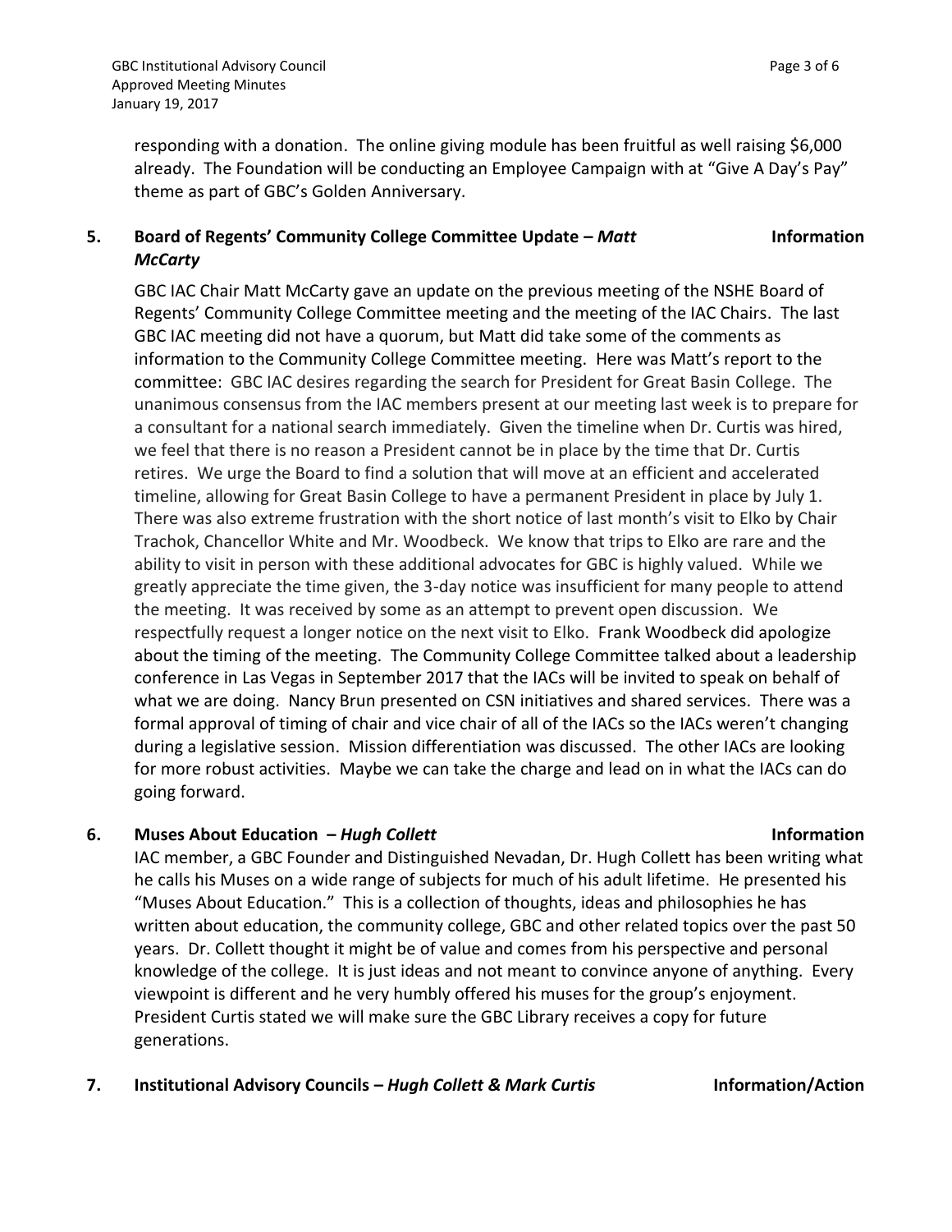responding with a donation. The online giving module has been fruitful as well raising $6,000 already. The Foundation will be conducting an Employee Campaign with at "Give A Day's Pay" theme as part of GBC's Golden Anniversary.

### 5. Board of Regents' Community College Committee Update – *Matt McCarty* — Information

GBC IAC Chair Matt McCarty gave an update on the previous meeting of the NSHE Board of Regents' Community College Committee meeting and the meeting of the IAC Chairs. The last GBC IAC meeting did not have a quorum, but Matt did take some of the comments as information to the Community College Committee meeting. Here was Matt's report to the committee: GBC IAC desires regarding the search for President for Great Basin College. The unanimous consensus from the IAC members present at our meeting last week is to prepare for a consultant for a national search immediately. Given the timeline when Dr. Curtis was hired, we feel that there is no reason a President cannot be in place by the time that Dr. Curtis retires. We urge the Board to find a solution that will move at an efficient and accelerated timeline, allowing for Great Basin College to have a permanent President in place by July 1. There was also extreme frustration with the short notice of last month's visit to Elko by Chair Trachok, Chancellor White and Mr. Woodbeck. We know that trips to Elko are rare and the ability to visit in person with these additional advocates for GBC is highly valued. While we greatly appreciate the time given, the 3-day notice was insufficient for many people to attend the meeting. It was received by some as an attempt to prevent open discussion. We respectfully request a longer notice on the next visit to Elko. Frank Woodbeck did apologize about the timing of the meeting. The Community College Committee talked about a leadership conference in Las Vegas in September 2017 that the IACs will be invited to speak on behalf of what we are doing. Nancy Brun presented on CSN initiatives and shared services. There was a formal approval of timing of chair and vice chair of all of the IACs so the IACs weren't changing during a legislative session. Mission differentiation was discussed. The other IACs are looking for more robust activities. Maybe we can take the charge and lead on in what the IACs can do going forward.

### 6. Muses About Education – *Hugh Collett* — Information

IAC member, a GBC Founder and Distinguished Nevadan, Dr. Hugh Collett has been writing what he calls his Muses on a wide range of subjects for much of his adult lifetime. He presented his "Muses About Education." This is a collection of thoughts, ideas and philosophies he has written about education, the community college, GBC and other related topics over the past 50 years. Dr. Collett thought it might be of value and comes from his perspective and personal knowledge of the college. It is just ideas and not meant to convince anyone of anything. Every viewpoint is different and he very humbly offered his muses for the group's enjoyment. President Curtis stated we will make sure the GBC Library receives a copy for future generations.

### 7. Institutional Advisory Councils – *Hugh Collett & Mark Curtis* — Information/Action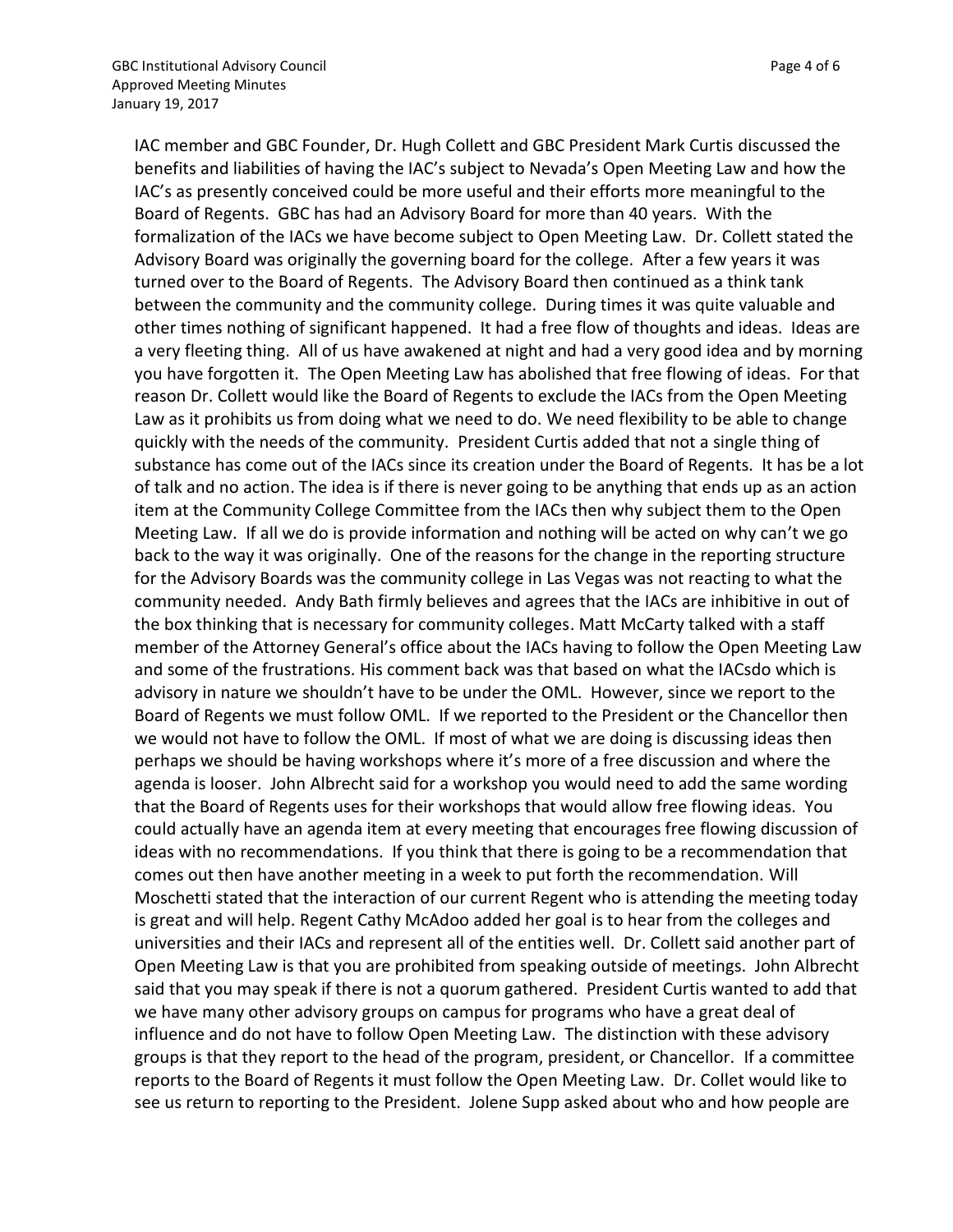IAC member and GBC Founder, Dr. Hugh Collett and GBC President Mark Curtis discussed the benefits and liabilities of having the IAC's subject to Nevada's Open Meeting Law and how the IAC's as presently conceived could be more useful and their efforts more meaningful to the Board of Regents. GBC has had an Advisory Board for more than 40 years. With the formalization of the IACs we have become subject to Open Meeting Law. Dr. Collett stated the Advisory Board was originally the governing board for the college. After a few years it was turned over to the Board of Regents. The Advisory Board then continued as a think tank between the community and the community college. During times it was quite valuable and other times nothing of significant happened. It had a free flow of thoughts and ideas. Ideas are a very fleeting thing. All of us have awakened at night and had a very good idea and by morning you have forgotten it. The Open Meeting Law has abolished that free flowing of ideas. For that reason Dr. Collett would like the Board of Regents to exclude the IACs from the Open Meeting Law as it prohibits us from doing what we need to do. We need flexibility to be able to change quickly with the needs of the community. President Curtis added that not a single thing of substance has come out of the IACs since its creation under the Board of Regents. It has be a lot of talk and no action. The idea is if there is never going to be anything that ends up as an action item at the Community College Committee from the IACs then why subject them to the Open Meeting Law. If all we do is provide information and nothing will be acted on why can't we go back to the way it was originally. One of the reasons for the change in the reporting structure for the Advisory Boards was the community college in Las Vegas was not reacting to what the community needed. Andy Bath firmly believes and agrees that the IACs are inhibitive in out of the box thinking that is necessary for community colleges. Matt McCarty talked with a staff member of the Attorney General's office about the IACs having to follow the Open Meeting Law and some of the frustrations. His comment back was that based on what the IACsdo which is advisory in nature we shouldn't have to be under the OML. However, since we report to the Board of Regents we must follow OML. If we reported to the President or the Chancellor then we would not have to follow the OML. If most of what we are doing is discussing ideas then perhaps we should be having workshops where it's more of a free discussion and where the agenda is looser. John Albrecht said for a workshop you would need to add the same wording that the Board of Regents uses for their workshops that would allow free flowing ideas. You could actually have an agenda item at every meeting that encourages free flowing discussion of ideas with no recommendations. If you think that there is going to be a recommendation that comes out then have another meeting in a week to put forth the recommendation. Will Moschetti stated that the interaction of our current Regent who is attending the meeting today is great and will help. Regent Cathy McAdoo added her goal is to hear from the colleges and universities and their IACs and represent all of the entities well. Dr. Collett said another part of Open Meeting Law is that you are prohibited from speaking outside of meetings. John Albrecht said that you may speak if there is not a quorum gathered. President Curtis wanted to add that we have many other advisory groups on campus for programs who have a great deal of influence and do not have to follow Open Meeting Law. The distinction with these advisory groups is that they report to the head of the program, president, or Chancellor. If a committee reports to the Board of Regents it must follow the Open Meeting Law. Dr. Collet would like to see us return to reporting to the President. Jolene Supp asked about who and how people are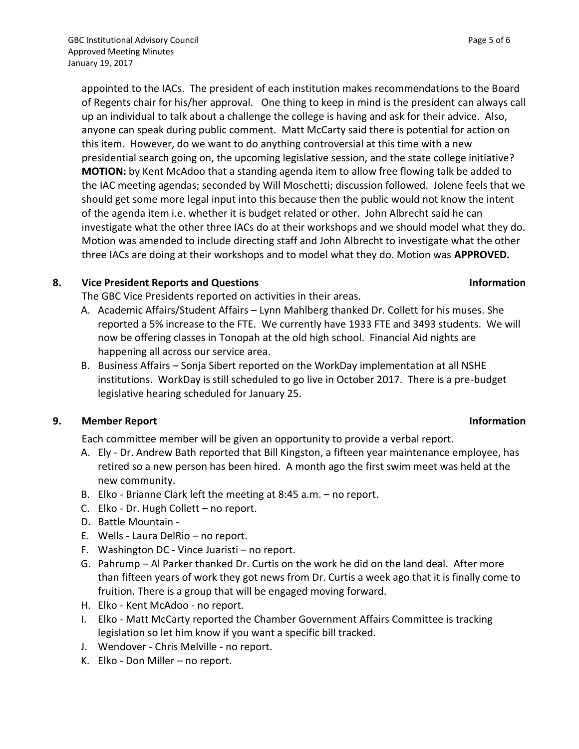appointed to the IACs. The president of each institution makes recommendations to the Board of Regents chair for his/her approval. One thing to keep in mind is the president can always call up an individual to talk about a challenge the college is having and ask for their advice. Also, anyone can speak during public comment. Matt McCarty said there is potential for action on this item. However, do we want to do anything controversial at this time with a new presidential search going on, the upcoming legislative session, and the state college initiative? **MOTION:** by Kent McAdoo that a standing agenda item to allow free flowing talk be added to the IAC meeting agendas; seconded by Will Moschetti; discussion followed. Jolene feels that we should get some more legal input into this because then the public would not know the intent of the agenda item i.e. whether it is budget related or other. John Albrecht said he can investigate what the other three IACs do at their workshops and we should model what they do. Motion was amended to include directing staff and John Albrecht to investigate what the other three IACs are doing at their workshops and to model what they do. Motion was **APPROVED.**

## 8. Vice President Reports and Questions — Information

The GBC Vice Presidents reported on activities in their areas.

A. Academic Affairs/Student Affairs – Lynn Mahlberg thanked Dr. Collett for his muses. She reported a 5% increase to the FTE. We currently have 1933 FTE and 3493 students. We will now be offering classes in Tonopah at the old high school. Financial Aid nights are happening all across our service area.
B. Business Affairs – Sonja Sibert reported on the WorkDay implementation at all NSHE institutions. WorkDay is still scheduled to go live in October 2017. There is a pre-budget legislative hearing scheduled for January 25.

## 9. Member Report — Information

Each committee member will be given an opportunity to provide a verbal report.

A. Ely - Dr. Andrew Bath reported that Bill Kingston, a fifteen year maintenance employee, has retired so a new person has been hired. A month ago the first swim meet was held at the new community.
B. Elko - Brianne Clark left the meeting at 8:45 a.m. – no report.
C. Elko - Dr. Hugh Collett – no report.
D. Battle Mountain -
E. Wells - Laura DelRio – no report.
F. Washington DC - Vince Juaristi – no report.
G. Pahrump – Al Parker thanked Dr. Curtis on the work he did on the land deal. After more than fifteen years of work they got news from Dr. Curtis a week ago that it is finally come to fruition. There is a group that will be engaged moving forward.
H. Elko - Kent McAdoo - no report.
I. Elko - Matt McCarty reported the Chamber Government Affairs Committee is tracking legislation so let him know if you want a specific bill tracked.
J. Wendover - Chris Melville - no report.
K. Elko - Don Miller – no report.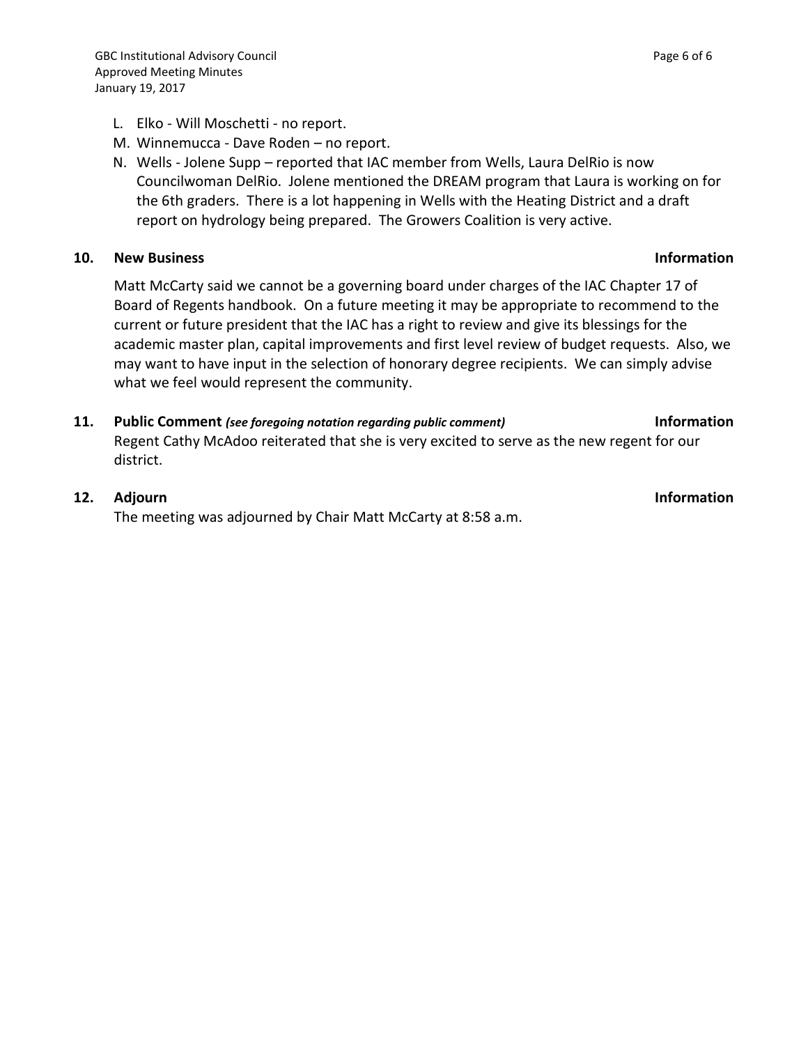L. Elko - Will Moschetti - no report.
M. Winnemucca - Dave Roden – no report.
N. Wells - Jolene Supp – reported that IAC member from Wells, Laura DelRio is now Councilwoman DelRio. Jolene mentioned the DREAM program that Laura is working on for the 6th graders. There is a lot happening in Wells with the Heating District and a draft report on hydrology being prepared. The Growers Coalition is very active.

**10. New Business** **Information**

Matt McCarty said we cannot be a governing board under charges of the IAC Chapter 17 of Board of Regents handbook. On a future meeting it may be appropriate to recommend to the current or future president that the IAC has a right to review and give its blessings for the academic master plan, capital improvements and first level review of budget requests. Also, we may want to have input in the selection of honorary degree recipients. We can simply advise what we feel would represent the community.

**11. Public Comment** ***(see foregoing notation regarding public comment)*** **Information**

Regent Cathy McAdoo reiterated that she is very excited to serve as the new regent for our district.

**12. Adjourn** **Information**

The meeting was adjourned by Chair Matt McCarty at 8:58 a.m.